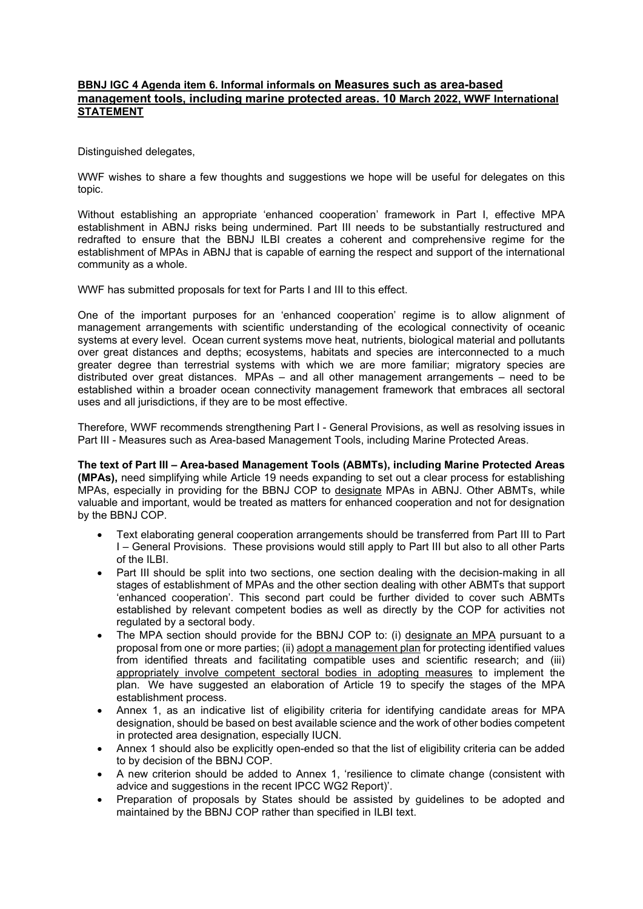**BBNJ IGC 4 Agenda item 6. Informal informals on Measures such as area-based management tools, including marine protected areas. 10 March 2022, WWF International STATEMENT**

Distinguished delegates,

WWF wishes to share a few thoughts and suggestions we hope will be useful for delegates on this topic.

Without establishing an appropriate 'enhanced cooperation' framework in Part I, effective MPA establishment in ABNJ risks being undermined. Part III needs to be substantially restructured and redrafted to ensure that the BBNJ ILBI creates a coherent and comprehensive regime for the establishment of MPAs in ABNJ that is capable of earning the respect and support of the international community as a whole.

WWF has submitted proposals for text for Parts I and III to this effect.

One of the important purposes for an 'enhanced cooperation' regime is to allow alignment of management arrangements with scientific understanding of the ecological connectivity of oceanic systems at every level. Ocean current systems move heat, nutrients, biological material and pollutants over great distances and depths; ecosystems, habitats and species are interconnected to a much greater degree than terrestrial systems with which we are more familiar; migratory species are distributed over great distances. MPAs – and all other management arrangements – need to be established within a broader ocean connectivity management framework that embraces all sectoral uses and all jurisdictions, if they are to be most effective.

Therefore, WWF recommends strengthening Part I - General Provisions, as well as resolving issues in Part III - Measures such as Area-based Management Tools, including Marine Protected Areas.

**The text of Part III – Area-based Management Tools (ABMTs), including Marine Protected Areas (MPAs),** need simplifying while Article 19 needs expanding to set out a clear process for establishing MPAs, especially in providing for the BBNJ COP to designate MPAs in ABNJ. Other ABMTs, while valuable and important, would be treated as matters for enhanced cooperation and not for designation by the BBNJ COP.

- Text elaborating general cooperation arrangements should be transferred from Part III to Part I – General Provisions. These provisions would still apply to Part III but also to all other Parts of the ILBI.
- Part III should be split into two sections, one section dealing with the decision-making in all stages of establishment of MPAs and the other section dealing with other ABMTs that support 'enhanced cooperation'. This second part could be further divided to cover such ABMTs established by relevant competent bodies as well as directly by the COP for activities not regulated by a sectoral body.
- The MPA section should provide for the BBNJ COP to: (i) designate an MPA pursuant to a proposal from one or more parties; (ii) adopt a management plan for protecting identified values from identified threats and facilitating compatible uses and scientific research; and (iii) appropriately involve competent sectoral bodies in adopting measures to implement the plan. We have suggested an elaboration of Article 19 to specify the stages of the MPA establishment process.
- Annex 1, as an indicative list of eligibility criteria for identifying candidate areas for MPA designation, should be based on best available science and the work of other bodies competent in protected area designation, especially IUCN.
- Annex 1 should also be explicitly open-ended so that the list of eligibility criteria can be added to by decision of the BBNJ COP.
- A new criterion should be added to Annex 1, 'resilience to climate change (consistent with advice and suggestions in the recent IPCC WG2 Report)'.
- Preparation of proposals by States should be assisted by guidelines to be adopted and maintained by the BBNJ COP rather than specified in ILBI text.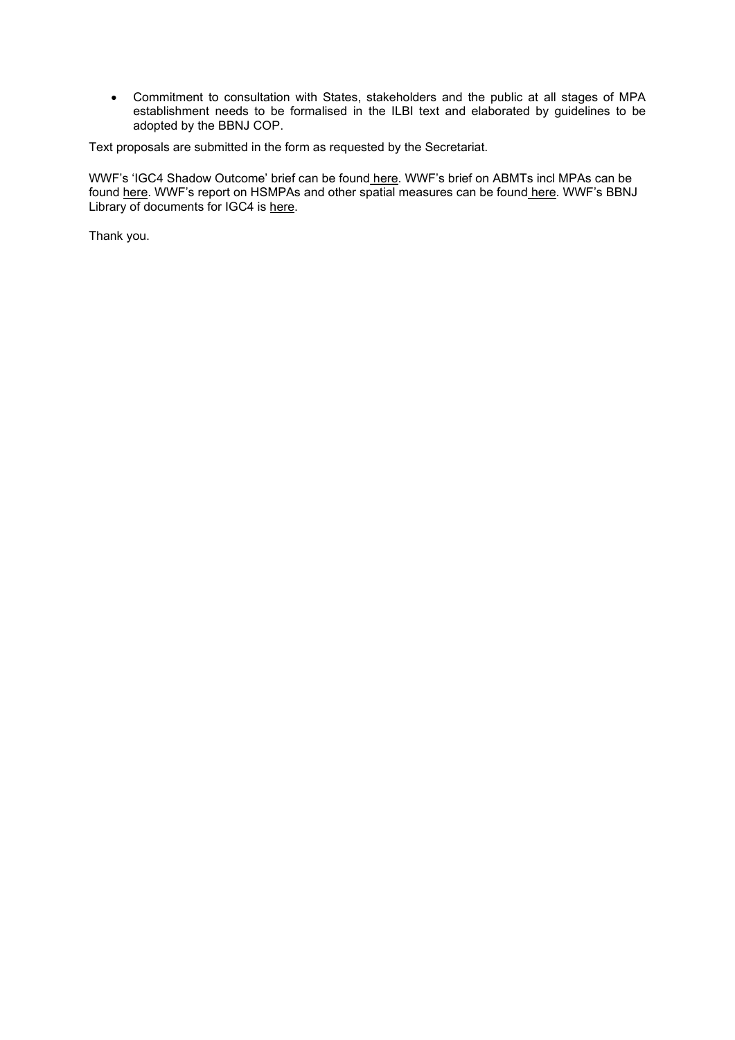- Commitment to consultation with States, stakeholders and the public at all stages of MPA establishment needs to be formalised in the ILBI text and elaborated by guidelines to be adopted by the BBNJ COP.

Text proposals are submitted in the form as requested by the Secretariat.

WWF's 'IGC4 Shadow Outcome' brief can be found here. WWF's brief on ABMTs incl MPAs can be found here. WWF's report on HSMPAs and other spatial measures can be found here. WWF's BBNJ Library of documents for IGC4 is here.

Thank you.